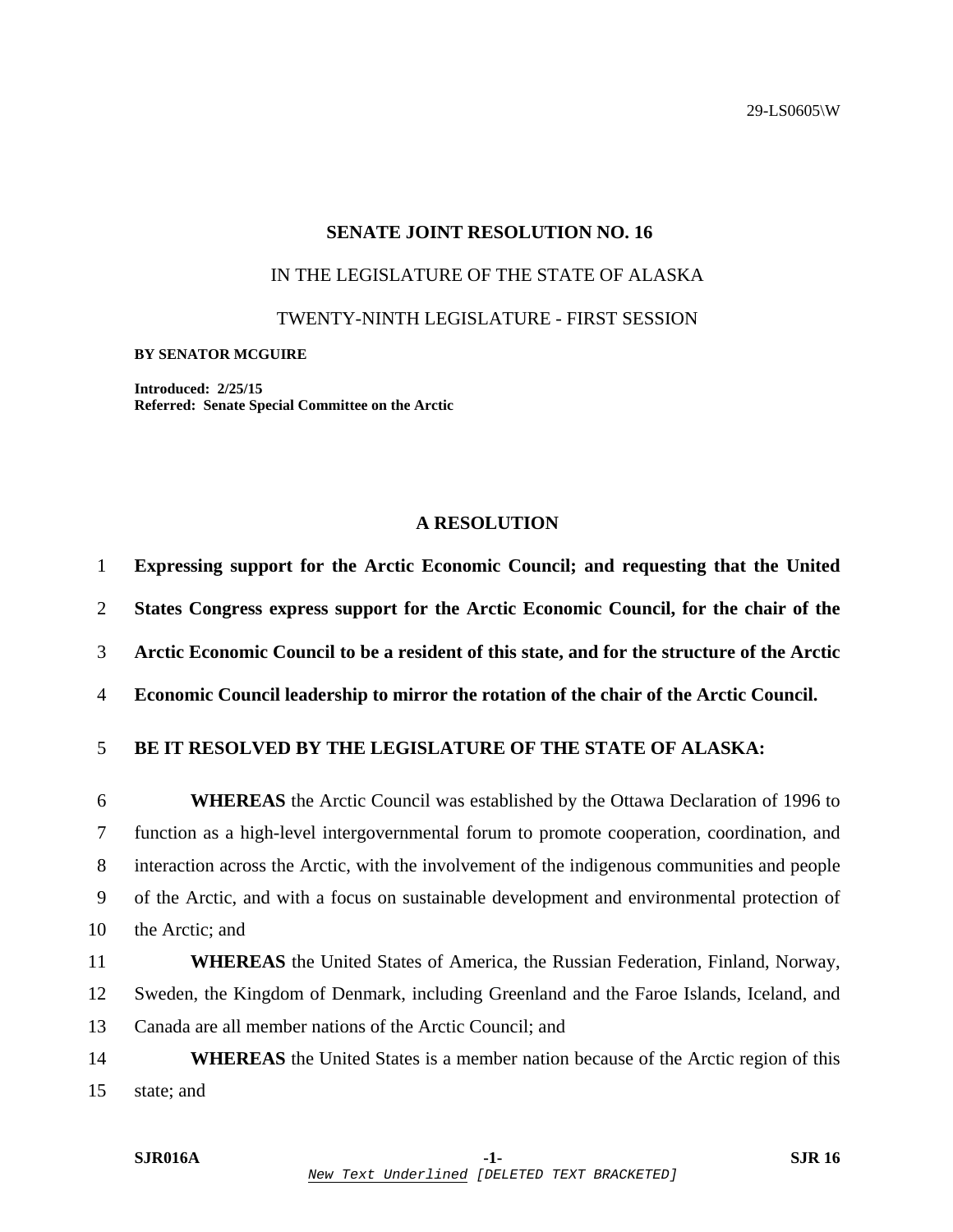29-LS0605\W

# SENATE JOINT RESOLUTION NO. 16

IN THE LEGISLATURE OF THE STATE OF ALASKA

TWENTY-NINTH LEGISLATURE - FIRST SESSION

**BY SENATOR MCGUIRE**

**Introduced: 2/25/15**
**Referred: Senate Special Committee on the Arctic**

## A RESOLUTION

1 **Expressing support for the Arctic Economic Council; and requesting that the United**
2 **States Congress express support for the Arctic Economic Council, for the chair of the**
3 **Arctic Economic Council to be a resident of this state, and for the structure of the Arctic**
4 **Economic Council leadership to mirror the rotation of the chair of the Arctic Council.**

5 **BE IT RESOLVED BY THE LEGISLATURE OF THE STATE OF ALASKA:**

6 **WHEREAS** the Arctic Council was established by the Ottawa Declaration of 1996 to
7 function as a high-level intergovernmental forum to promote cooperation, coordination, and
8 interaction across the Arctic, with the involvement of the indigenous communities and people
9 of the Arctic, and with a focus on sustainable development and environmental protection of
10 the Arctic; and

11 **WHEREAS** the United States of America, the Russian Federation, Finland, Norway,
12 Sweden, the Kingdom of Denmark, including Greenland and the Faroe Islands, Iceland, and
13 Canada are all member nations of the Arctic Council; and

14 **WHEREAS** the United States is a member nation because of the Arctic region of this
15 state; and

**SJR016A** | **SJR 16**

*New Text Underlined* [DELETED TEXT BRACKETED]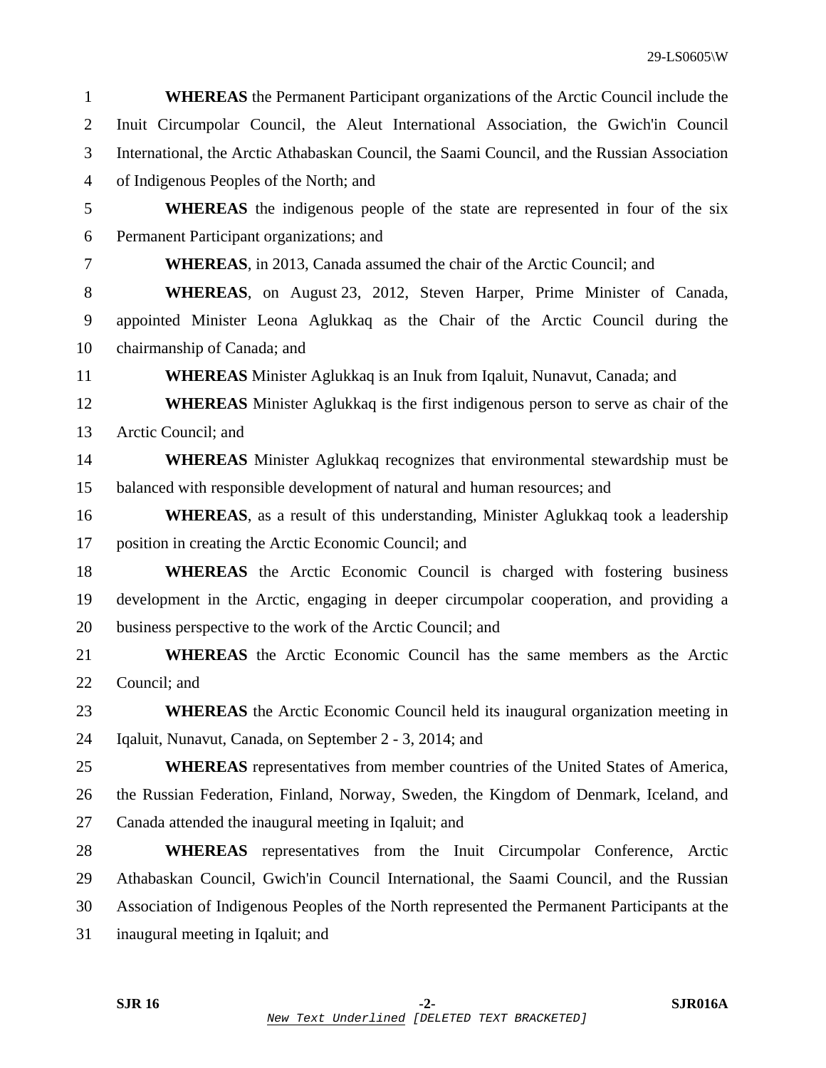**WHEREAS** the Permanent Participant organizations of the Arctic Council include the Inuit Circumpolar Council, the Aleut International Association, the Gwich'in Council International, the Arctic Athabaskan Council, the Saami Council, and the Russian Association of Indigenous Peoples of the North; and

**WHEREAS** the indigenous people of the state are represented in four of the six Permanent Participant organizations; and

**WHEREAS**, in 2013, Canada assumed the chair of the Arctic Council; and

**WHEREAS**, on August 23, 2012, Steven Harper, Prime Minister of Canada, appointed Minister Leona Aglukkaq as the Chair of the Arctic Council during the chairmanship of Canada; and

**WHEREAS** Minister Aglukkaq is an Inuk from Iqaluit, Nunavut, Canada; and

**WHEREAS** Minister Aglukkaq is the first indigenous person to serve as chair of the Arctic Council; and

**WHEREAS** Minister Aglukkaq recognizes that environmental stewardship must be balanced with responsible development of natural and human resources; and

**WHEREAS**, as a result of this understanding, Minister Aglukkaq took a leadership position in creating the Arctic Economic Council; and

**WHEREAS** the Arctic Economic Council is charged with fostering business development in the Arctic, engaging in deeper circumpolar cooperation, and providing a business perspective to the work of the Arctic Council; and

**WHEREAS** the Arctic Economic Council has the same members as the Arctic Council; and

**WHEREAS** the Arctic Economic Council held its inaugural organization meeting in Iqaluit, Nunavut, Canada, on September 2 - 3, 2014; and

**WHEREAS** representatives from member countries of the United States of America, the Russian Federation, Finland, Norway, Sweden, the Kingdom of Denmark, Iceland, and Canada attended the inaugural meeting in Iqaluit; and

**WHEREAS** representatives from the Inuit Circumpolar Conference, Arctic Athabaskan Council, Gwich'in Council International, the Saami Council, and the Russian Association of Indigenous Peoples of the North represented the Permanent Participants at the inaugural meeting in Iqaluit; and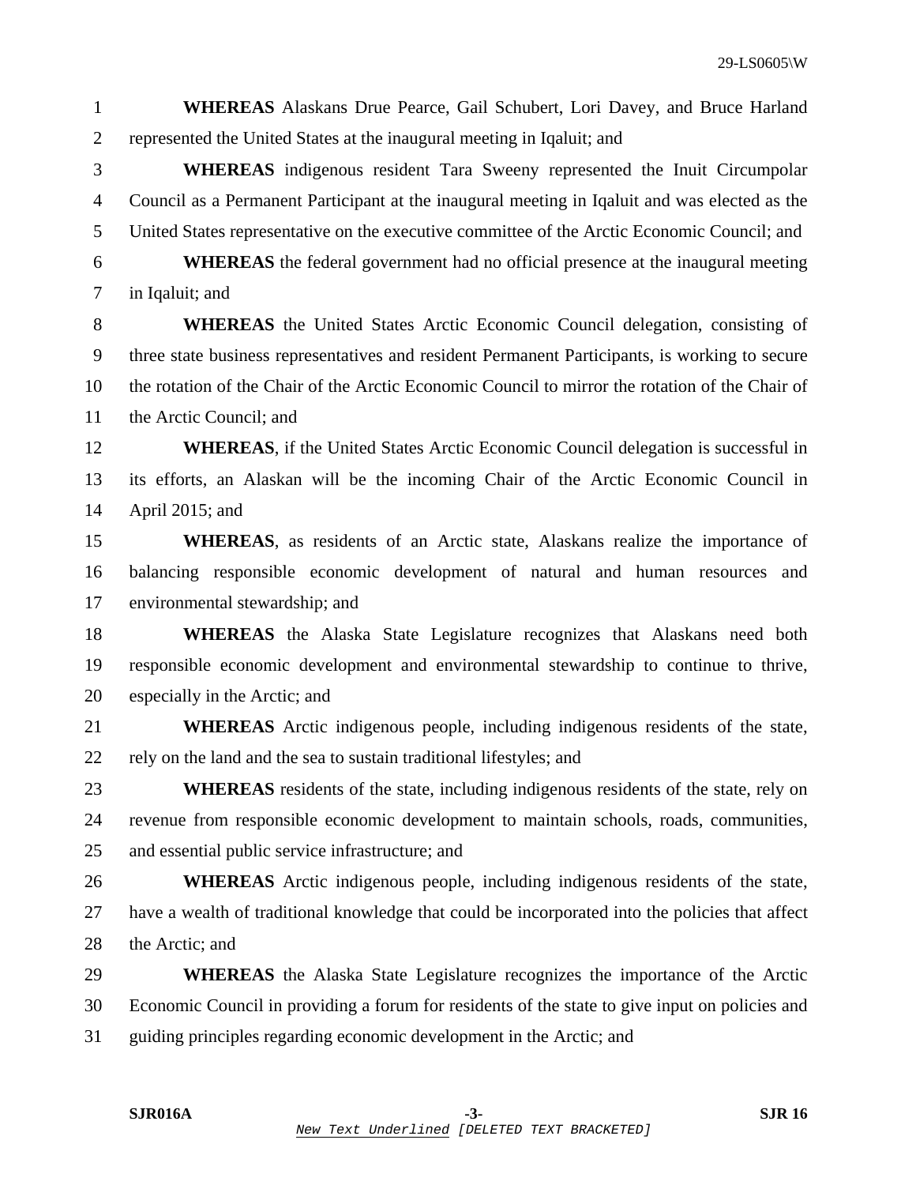**WHEREAS** Alaskans Drue Pearce, Gail Schubert, Lori Davey, and Bruce Harland represented the United States at the inaugural meeting in Iqaluit; and

**WHEREAS** indigenous resident Tara Sweeny represented the Inuit Circumpolar Council as a Permanent Participant at the inaugural meeting in Iqaluit and was elected as the United States representative on the executive committee of the Arctic Economic Council; and

**WHEREAS** the federal government had no official presence at the inaugural meeting in Iqaluit; and

**WHEREAS** the United States Arctic Economic Council delegation, consisting of three state business representatives and resident Permanent Participants, is working to secure the rotation of the Chair of the Arctic Economic Council to mirror the rotation of the Chair of the Arctic Council; and

**WHEREAS**, if the United States Arctic Economic Council delegation is successful in its efforts, an Alaskan will be the incoming Chair of the Arctic Economic Council in April 2015; and

**WHEREAS**, as residents of an Arctic state, Alaskans realize the importance of balancing responsible economic development of natural and human resources and environmental stewardship; and

**WHEREAS** the Alaska State Legislature recognizes that Alaskans need both responsible economic development and environmental stewardship to continue to thrive, especially in the Arctic; and

**WHEREAS** Arctic indigenous people, including indigenous residents of the state, rely on the land and the sea to sustain traditional lifestyles; and

**WHEREAS** residents of the state, including indigenous residents of the state, rely on revenue from responsible economic development to maintain schools, roads, communities, and essential public service infrastructure; and

**WHEREAS** Arctic indigenous people, including indigenous residents of the state, have a wealth of traditional knowledge that could be incorporated into the policies that affect the Arctic; and

**WHEREAS** the Alaska State Legislature recognizes the importance of the Arctic Economic Council in providing a forum for residents of the state to give input on policies and guiding principles regarding economic development in the Arctic; and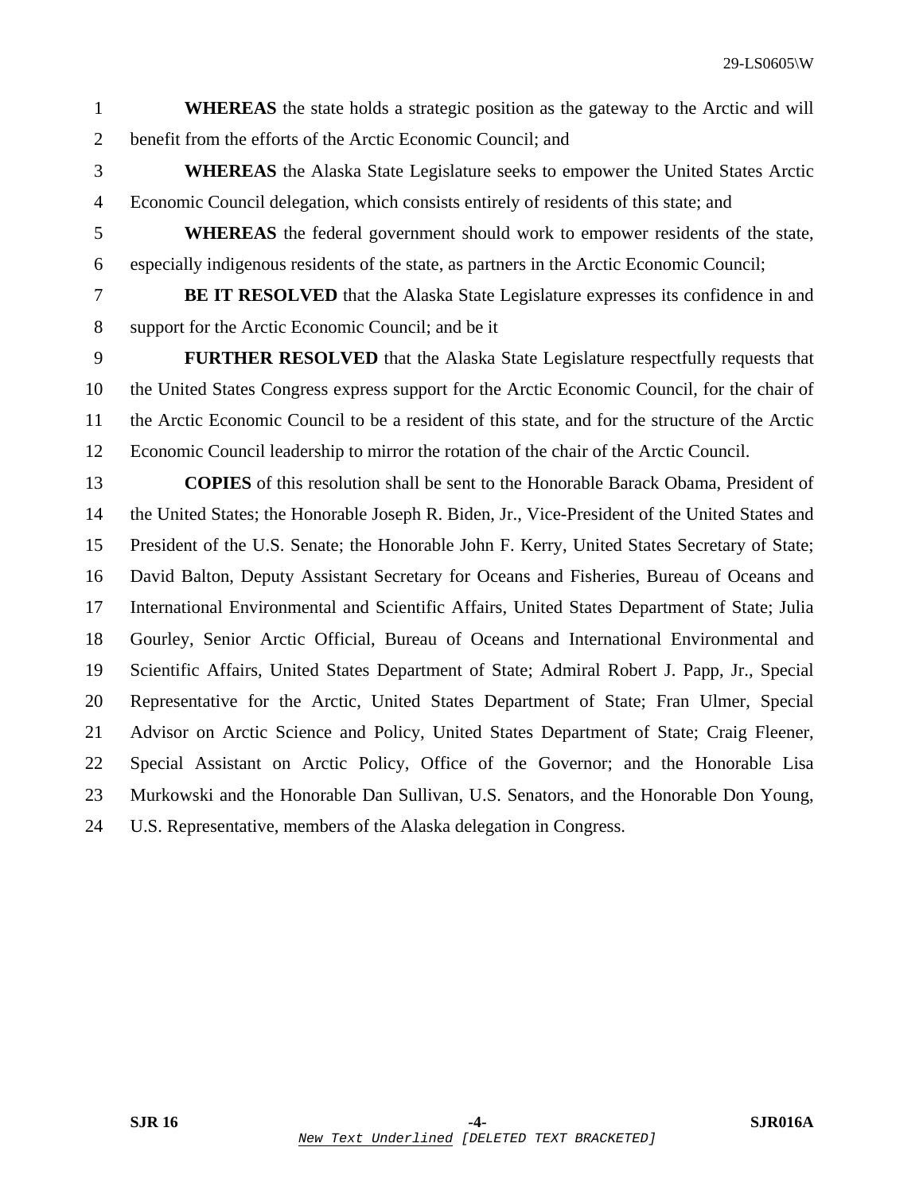**WHEREAS** the state holds a strategic position as the gateway to the Arctic and will benefit from the efforts of the Arctic Economic Council; and

**WHEREAS** the Alaska State Legislature seeks to empower the United States Arctic Economic Council delegation, which consists entirely of residents of this state; and

**WHEREAS** the federal government should work to empower residents of the state, especially indigenous residents of the state, as partners in the Arctic Economic Council;

**BE IT RESOLVED** that the Alaska State Legislature expresses its confidence in and support for the Arctic Economic Council; and be it

**FURTHER RESOLVED** that the Alaska State Legislature respectfully requests that the United States Congress express support for the Arctic Economic Council, for the chair of the Arctic Economic Council to be a resident of this state, and for the structure of the Arctic Economic Council leadership to mirror the rotation of the chair of the Arctic Council.

**COPIES** of this resolution shall be sent to the Honorable Barack Obama, President of the United States; the Honorable Joseph R. Biden, Jr., Vice-President of the United States and President of the U.S. Senate; the Honorable John F. Kerry, United States Secretary of State; David Balton, Deputy Assistant Secretary for Oceans and Fisheries, Bureau of Oceans and International Environmental and Scientific Affairs, United States Department of State; Julia Gourley, Senior Arctic Official, Bureau of Oceans and International Environmental and Scientific Affairs, United States Department of State; Admiral Robert J. Papp, Jr., Special Representative for the Arctic, United States Department of State; Fran Ulmer, Special Advisor on Arctic Science and Policy, United States Department of State; Craig Fleener, Special Assistant on Arctic Policy, Office of the Governor; and the Honorable Lisa Murkowski and the Honorable Dan Sullivan, U.S. Senators, and the Honorable Don Young, U.S. Representative, members of the Alaska delegation in Congress.